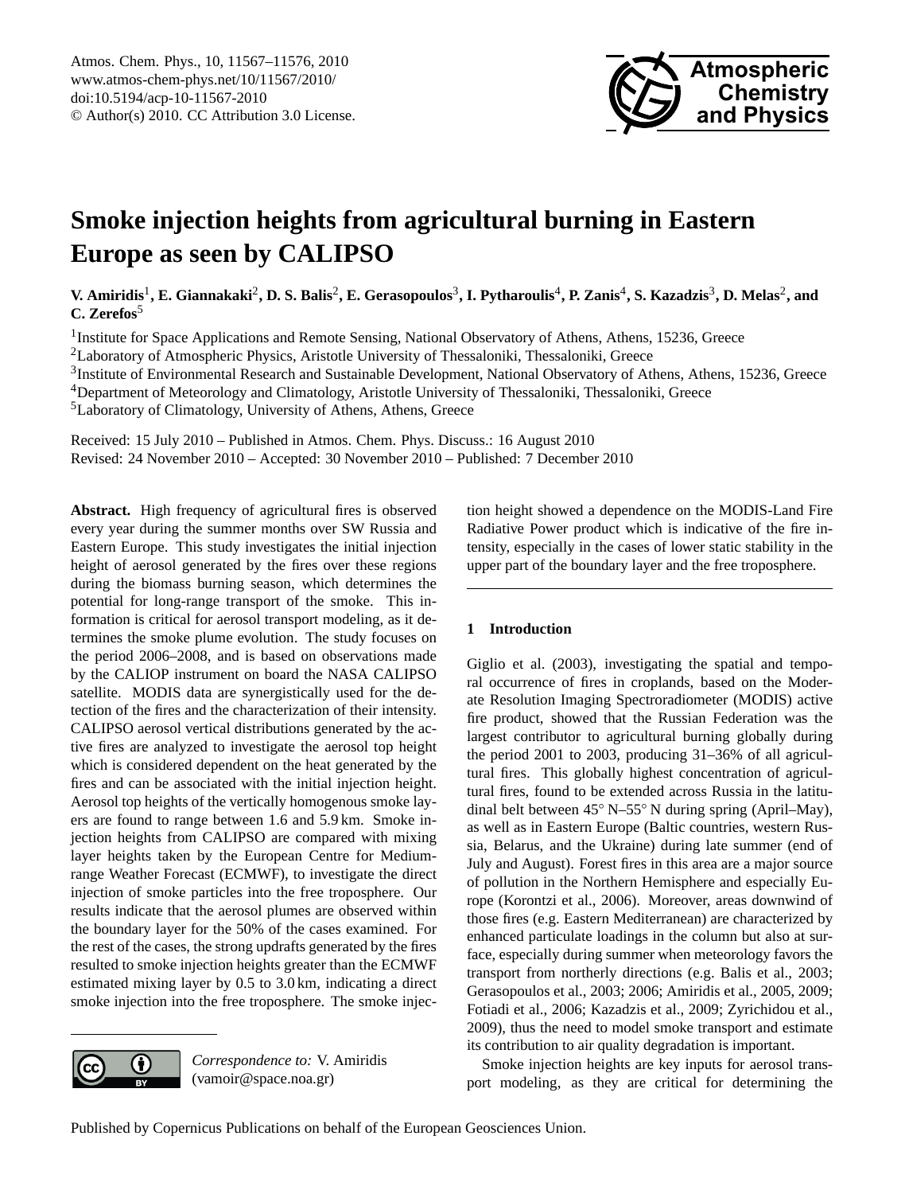# Smoke injection heights from agricultural burning in Eastern Europe as seen by CALIPSO

**V. Amiridis[1], E. Giannakaki[2], D. S. Balis[2], E. Gerasopoulos[3], I. Pytharoulis[4], P. Zanis[4], S. Kazadzis[3], D. Melas[2], and C. Zerefos[5]**

[1]Institute for Space Applications and Remote Sensing, National Observatory of Athens, Athens, 15236, Greece
[2]Laboratory of Atmospheric Physics, Aristotle University of Thessaloniki, Thessaloniki, Greece
[3]Institute of Environmental Research and Sustainable Development, National Observatory of Athens, Athens, 15236, Greece
[4]Department of Meteorology and Climatology, Aristotle University of Thessaloniki, Thessaloniki, Greece
[5]Laboratory of Climatology, University of Athens, Athens, Greece

Received: 15 July 2010 – Published in Atmos. Chem. Phys. Discuss.: 16 August 2010
Revised: 24 November 2010 – Accepted: 30 November 2010 – Published: 7 December 2010

**Abstract.** High frequency of agricultural fires is observed every year during the summer months over SW Russia and Eastern Europe. This study investigates the initial injection height of aerosol generated by the fires over these regions during the biomass burning season, which determines the potential for long-range transport of the smoke. This information is critical for aerosol transport modeling, as it determines the smoke plume evolution. The study focuses on the period 2006–2008, and is based on observations made by the CALIOP instrument on board the NASA CALIPSO satellite. MODIS data are synergistically used for the detection of the fires and the characterization of their intensity. CALIPSO aerosol vertical distributions generated by the active fires are analyzed to investigate the aerosol top height which is considered dependent on the heat generated by the fires and can be associated with the initial injection height. Aerosol top heights of the vertically homogenous smoke layers are found to range between 1.6 and 5.9 km. Smoke injection heights from CALIPSO are compared with mixing layer heights taken by the European Centre for Medium-range Weather Forecast (ECMWF), to investigate the direct injection of smoke particles into the free troposphere. Our results indicate that the aerosol plumes are observed within the boundary layer for the 50% of the cases examined. For the rest of the cases, the strong updrafts generated by the fires resulted to smoke injection heights greater than the ECMWF estimated mixing layer by 0.5 to 3.0 km, indicating a direct smoke injection into the free troposphere. The smoke injection height showed a dependence on the MODIS-Land Fire Radiative Power product which is indicative of the fire intensity, especially in the cases of lower static stability in the upper part of the boundary layer and the free troposphere.

*Correspondence to:* V. Amiridis (vamoir@space.noa.gr)

## 1 Introduction

Giglio et al. (2003), investigating the spatial and temporal occurrence of fires in croplands, based on the Moderate Resolution Imaging Spectroradiometer (MODIS) active fire product, showed that the Russian Federation was the largest contributor to agricultural burning globally during the period 2001 to 2003, producing 31–36% of all agricultural fires. This globally highest concentration of agricultural fires, found to be extended across Russia in the latitudinal belt between 45° N–55° N during spring (April–May), as well as in Eastern Europe (Baltic countries, western Russia, Belarus, and the Ukraine) during late summer (end of July and August). Forest fires in this area are a major source of pollution in the Northern Hemisphere and especially Europe (Korontzi et al., 2006). Moreover, areas downwind of those fires (e.g. Eastern Mediterranean) are characterized by enhanced particulate loadings in the column but also at surface, especially during summer when meteorology favors the transport from northerly directions (e.g. Balis et al., 2003; Gerasopoulos et al., 2003; 2006; Amiridis et al., 2005, 2009; Fotiadi et al., 2006; Kazadzis et al., 2009; Zyrichidou et al., 2009), thus the need to model smoke transport and estimate its contribution to air quality degradation is important.

Smoke injection heights are key inputs for aerosol transport modeling, as they are critical for determining the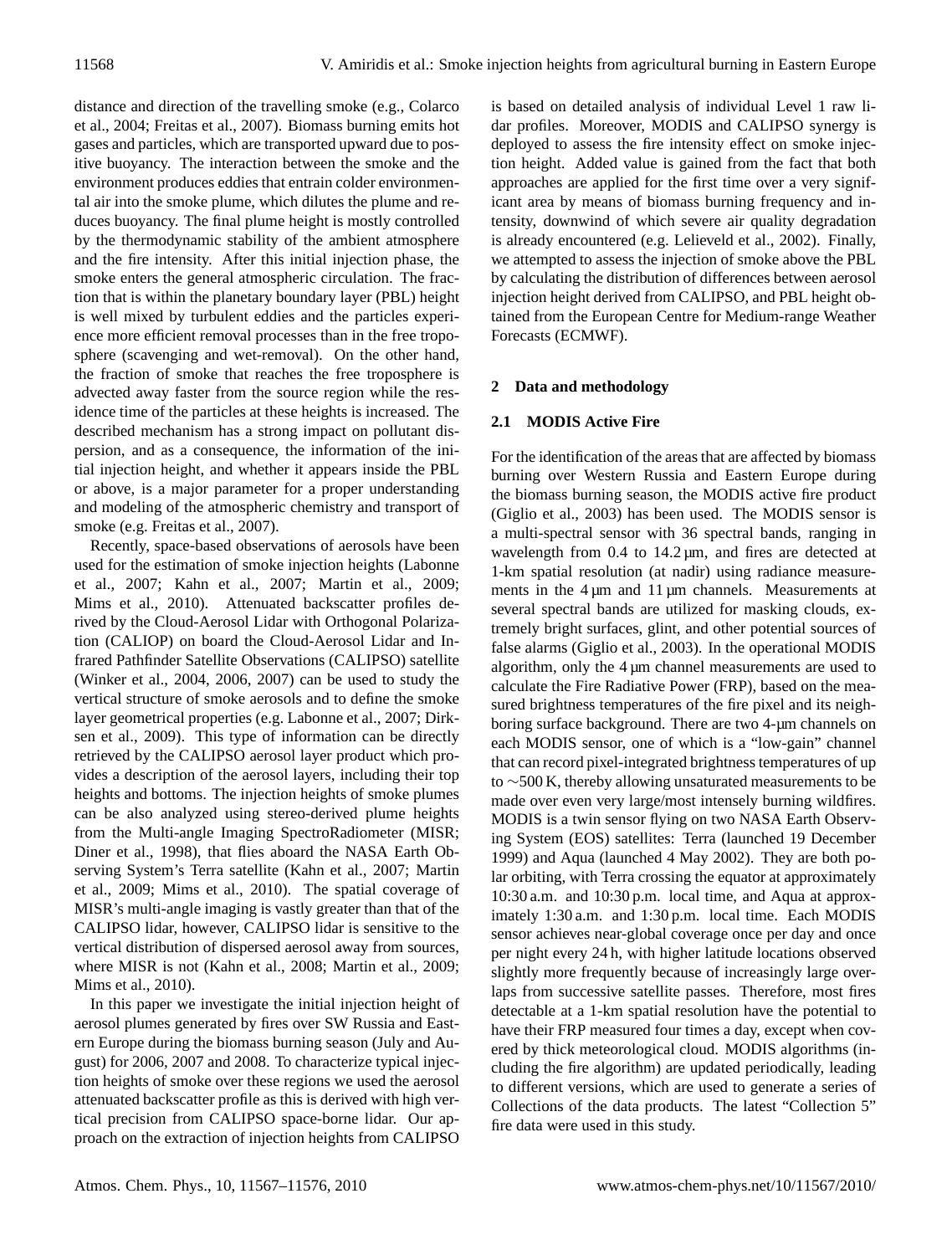distance and direction of the travelling smoke (e.g., Colarco et al., 2004; Freitas et al., 2007). Biomass burning emits hot gases and particles, which are transported upward due to positive buoyancy. The interaction between the smoke and the environment produces eddies that entrain colder environmental air into the smoke plume, which dilutes the plume and reduces buoyancy. The final plume height is mostly controlled by the thermodynamic stability of the ambient atmosphere and the fire intensity. After this initial injection phase, the smoke enters the general atmospheric circulation. The fraction that is within the planetary boundary layer (PBL) height is well mixed by turbulent eddies and the particles experience more efficient removal processes than in the free troposphere (scavenging and wet-removal). On the other hand, the fraction of smoke that reaches the free troposphere is advected away faster from the source region while the residence time of the particles at these heights is increased. The described mechanism has a strong impact on pollutant dispersion, and as a consequence, the information of the initial injection height, and whether it appears inside the PBL or above, is a major parameter for a proper understanding and modeling of the atmospheric chemistry and transport of smoke (e.g. Freitas et al., 2007).

Recently, space-based observations of aerosols have been used for the estimation of smoke injection heights (Labonne et al., 2007; Kahn et al., 2007; Martin et al., 2009; Mims et al., 2010). Attenuated backscatter profiles derived by the Cloud-Aerosol Lidar with Orthogonal Polarization (CALIOP) on board the Cloud-Aerosol Lidar and Infrared Pathfinder Satellite Observations (CALIPSO) satellite (Winker et al., 2004, 2006, 2007) can be used to study the vertical structure of smoke aerosols and to define the smoke layer geometrical properties (e.g. Labonne et al., 2007; Dirksen et al., 2009). This type of information can be directly retrieved by the CALIPSO aerosol layer product which provides a description of the aerosol layers, including their top heights and bottoms. The injection heights of smoke plumes can be also analyzed using stereo-derived plume heights from the Multi-angle Imaging SpectroRadiometer (MISR; Diner et al., 1998), that flies aboard the NASA Earth Observing System's Terra satellite (Kahn et al., 2007; Martin et al., 2009; Mims et al., 2010). The spatial coverage of MISR's multi-angle imaging is vastly greater than that of the CALIPSO lidar, however, CALIPSO lidar is sensitive to the vertical distribution of dispersed aerosol away from sources, where MISR is not (Kahn et al., 2008; Martin et al., 2009; Mims et al., 2010).

In this paper we investigate the initial injection height of aerosol plumes generated by fires over SW Russia and Eastern Europe during the biomass burning season (July and August) for 2006, 2007 and 2008. To characterize typical injection heights of smoke over these regions we used the aerosol attenuated backscatter profile as this is derived with high vertical precision from CALIPSO space-borne lidar. Our approach on the extraction of injection heights from CALIPSO is based on detailed analysis of individual Level 1 raw lidar profiles. Moreover, MODIS and CALIPSO synergy is deployed to assess the fire intensity effect on smoke injection height. Added value is gained from the fact that both approaches are applied for the first time over a very significant area by means of biomass burning frequency and intensity, downwind of which severe air quality degradation is already encountered (e.g. Lelieveld et al., 2002). Finally, we attempted to assess the injection of smoke above the PBL by calculating the distribution of differences between aerosol injection height derived from CALIPSO, and PBL height obtained from the European Centre for Medium-range Weather Forecasts (ECMWF).

## 2 Data and methodology

### 2.1 MODIS Active Fire

For the identification of the areas that are affected by biomass burning over Western Russia and Eastern Europe during the biomass burning season, the MODIS active fire product (Giglio et al., 2003) has been used. The MODIS sensor is a multi-spectral sensor with 36 spectral bands, ranging in wavelength from 0.4 to 14.2 µm, and fires are detected at 1-km spatial resolution (at nadir) using radiance measurements in the 4 µm and 11 µm channels. Measurements at several spectral bands are utilized for masking clouds, extremely bright surfaces, glint, and other potential sources of false alarms (Giglio et al., 2003). In the operational MODIS algorithm, only the 4 µm channel measurements are used to calculate the Fire Radiative Power (FRP), based on the measured brightness temperatures of the fire pixel and its neighboring surface background. There are two 4-µm channels on each MODIS sensor, one of which is a "low-gain" channel that can record pixel-integrated brightness temperatures of up to ∼500 K, thereby allowing unsaturated measurements to be made over even very large/most intensely burning wildfires. MODIS is a twin sensor flying on two NASA Earth Observing System (EOS) satellites: Terra (launched 19 December 1999) and Aqua (launched 4 May 2002). They are both polar orbiting, with Terra crossing the equator at approximately 10:30 a.m. and 10:30 p.m. local time, and Aqua at approximately 1:30 a.m. and 1:30 p.m. local time. Each MODIS sensor achieves near-global coverage once per day and once per night every 24 h, with higher latitude locations observed slightly more frequently because of increasingly large overlaps from successive satellite passes. Therefore, most fires detectable at a 1-km spatial resolution have the potential to have their FRP measured four times a day, except when covered by thick meteorological cloud. MODIS algorithms (including the fire algorithm) are updated periodically, leading to different versions, which are used to generate a series of Collections of the data products. The latest "Collection 5" fire data were used in this study.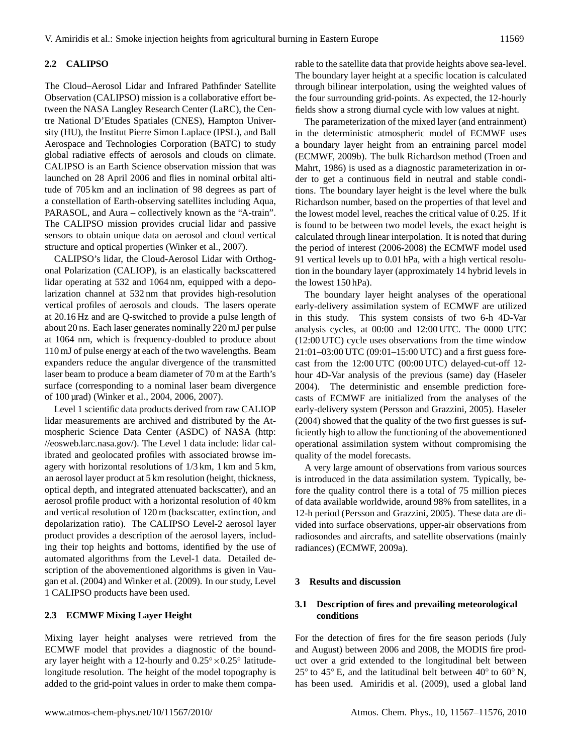### 2.2 CALIPSO

The Cloud–Aerosol Lidar and Infrared Pathfinder Satellite Observation (CALIPSO) mission is a collaborative effort between the NASA Langley Research Center (LaRC), the Centre National D'Etudes Spatiales (CNES), Hampton University (HU), the Institut Pierre Simon Laplace (IPSL), and Ball Aerospace and Technologies Corporation (BATC) to study global radiative effects of aerosols and clouds on climate. CALIPSO is an Earth Science observation mission that was launched on 28 April 2006 and flies in nominal orbital altitude of 705 km and an inclination of 98 degrees as part of a constellation of Earth-observing satellites including Aqua, PARASOL, and Aura – collectively known as the "A-train". The CALIPSO mission provides crucial lidar and passive sensors to obtain unique data on aerosol and cloud vertical structure and optical properties (Winker et al., 2007).

CALIPSO's lidar, the Cloud-Aerosol Lidar with Orthogonal Polarization (CALIOP), is an elastically backscattered lidar operating at 532 and 1064 nm, equipped with a depolarization channel at 532 nm that provides high-resolution vertical profiles of aerosols and clouds. The lasers operate at 20.16 Hz and are Q-switched to provide a pulse length of about 20 ns. Each laser generates nominally 220 mJ per pulse at 1064 nm, which is frequency-doubled to produce about 110 mJ of pulse energy at each of the two wavelengths. Beam expanders reduce the angular divergence of the transmitted laser beam to produce a beam diameter of 70 m at the Earth's surface (corresponding to a nominal laser beam divergence of 100 µrad) (Winker et al., 2004, 2006, 2007).

Level 1 scientific data products derived from raw CALIOP lidar measurements are archived and distributed by the Atmospheric Science Data Center (ASDC) of NASA (http://eosweb.larc.nasa.gov/). The Level 1 data include: lidar calibrated and geolocated profiles with associated browse imagery with horizontal resolutions of 1/3 km, 1 km and 5 km, an aerosol layer product at 5 km resolution (height, thickness, optical depth, and integrated attenuated backscatter), and an aerosol profile product with a horizontal resolution of 40 km and vertical resolution of 120 m (backscatter, extinction, and depolarization ratio). The CALIPSO Level-2 aerosol layer product provides a description of the aerosol layers, including their top heights and bottoms, identified by the use of automated algorithms from the Level-1 data. Detailed description of the abovementioned algorithms is given in Vaugan et al. (2004) and Winker et al. (2009). In our study, Level 1 CALIPSO products have been used.

### 2.3 ECMWF Mixing Layer Height

Mixing layer height analyses were retrieved from the ECMWF model that provides a diagnostic of the boundary layer height with a 12-hourly and $0.25^{\circ} \times 0.25^{\circ}$ latitude-longitude resolution. The height of the model topography is added to the grid-point values in order to make them comparable to the satellite data that provide heights above sea-level. The boundary layer height at a specific location is calculated through bilinear interpolation, using the weighted values of the four surrounding grid-points. As expected, the 12-hourly fields show a strong diurnal cycle with low values at night.

The parameterization of the mixed layer (and entrainment) in the deterministic atmospheric model of ECMWF uses a boundary layer height from an entraining parcel model (ECMWF, 2009b). The bulk Richardson method (Troen and Mahrt, 1986) is used as a diagnostic parameterization in order to get a continuous field in neutral and stable conditions. The boundary layer height is the level where the bulk Richardson number, based on the properties of that level and the lowest model level, reaches the critical value of 0.25. If it is found to be between two model levels, the exact height is calculated through linear interpolation. It is noted that during the period of interest (2006-2008) the ECMWF model used 91 vertical levels up to 0.01 hPa, with a high vertical resolution in the boundary layer (approximately 14 hybrid levels in the lowest 150 hPa).

The boundary layer height analyses of the operational early-delivery assimilation system of ECMWF are utilized in this study. This system consists of two 6-h 4D-Var analysis cycles, at 00:00 and 12:00 UTC. The 0000 UTC (12:00 UTC) cycle uses observations from the time window 21:01–03:00 UTC (09:01–15:00 UTC) and a first guess forecast from the 12:00 UTC (00:00 UTC) delayed-cut-off 12-hour 4D-Var analysis of the previous (same) day (Haseler 2004). The deterministic and ensemble prediction forecasts of ECMWF are initialized from the analyses of the early-delivery system (Persson and Grazzini, 2005). Haseler (2004) showed that the quality of the two first guesses is sufficiently high to allow the functioning of the abovementioned operational assimilation system without compromising the quality of the model forecasts.

A very large amount of observations from various sources is introduced in the data assimilation system. Typically, before the quality control there is a total of 75 million pieces of data available worldwide, around 98% from satellites, in a 12-h period (Persson and Grazzini, 2005). These data are divided into surface observations, upper-air observations from radiosondes and aircrafts, and satellite observations (mainly radiances) (ECMWF, 2009a).

## 3 Results and discussion

### 3.1 Description of fires and prevailing meteorological conditions

For the detection of fires for the fire season periods (July and August) between 2006 and 2008, the MODIS fire product over a grid extended to the longitudinal belt between $25^{\circ}$ to $45^{\circ}$ E, and the latitudinal belt between $40^{\circ}$ to $60^{\circ}$ N, has been used. Amiridis et al. (2009), used a global land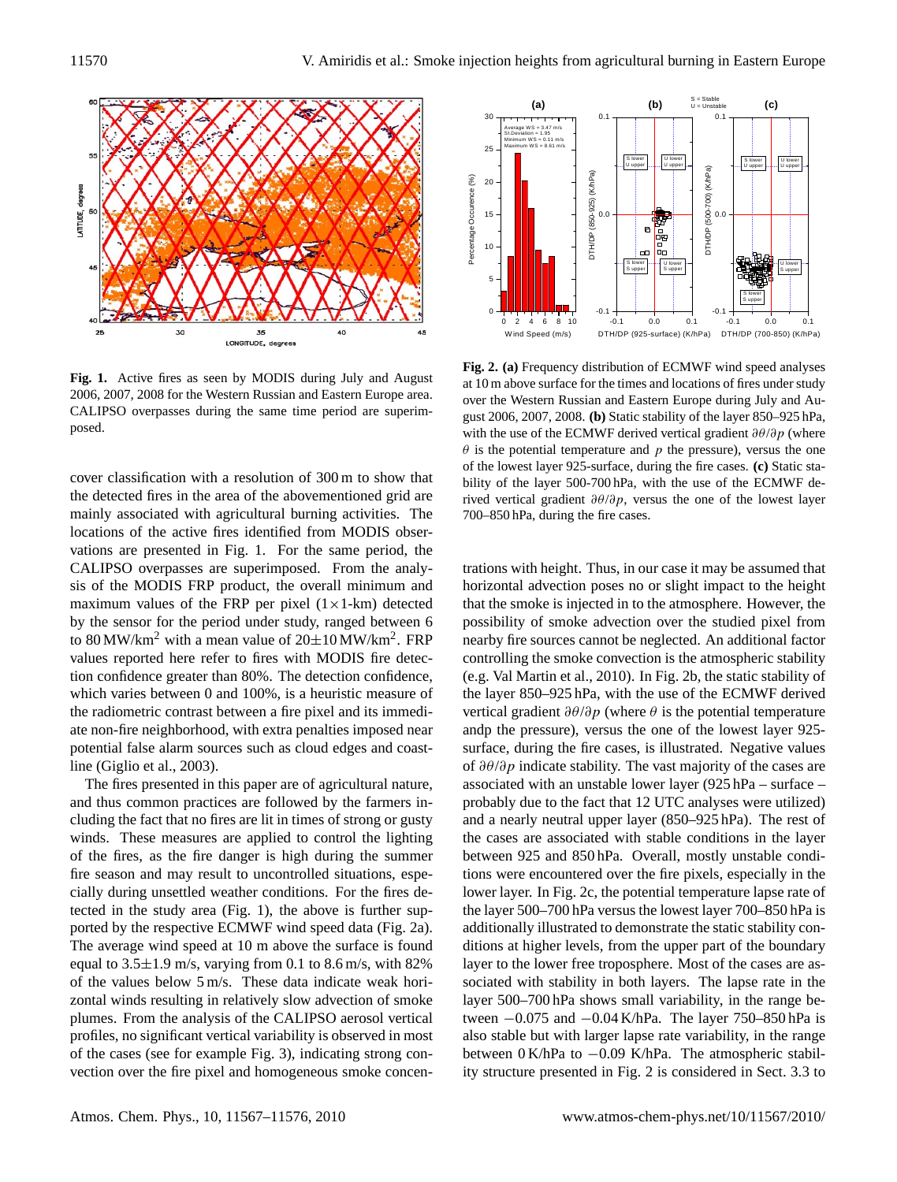**Fig. 1.** Active fires as seen by MODIS during July and August 2006, 2007, 2008 for the Western Russian and Eastern Europe area. CALIPSO overpasses during the same time period are superimposed.

**Fig. 2. (a)** Frequency distribution of ECMWF wind speed analyses at 10 m above surface for the times and locations of fires under study over the Western Russian and Eastern Europe during July and August 2006, 2007, 2008. **(b)** Static stability of the layer 850–925 hPa, with the use of the ECMWF derived vertical gradient $\partial\theta/\partial p$ (where $\theta$ is the potential temperature and $p$ the pressure), versus the one of the lowest layer 925-surface, during the fire cases. **(c)** Static stability of the layer 500-700 hPa, with the use of the ECMWF derived vertical gradient $\partial\theta/\partial p$, versus the one of the lowest layer 700–850 hPa, during the fire cases.

cover classification with a resolution of 300 m to show that the detected fires in the area of the abovementioned grid are mainly associated with agricultural burning activities. The locations of the active fires identified from MODIS observations are presented in Fig. 1. For the same period, the CALIPSO overpasses are superimposed. From the analysis of the MODIS FRP product, the overall minimum and maximum values of the FRP per pixel (1×1-km) detected by the sensor for the period under study, ranged between 6 to 80 MW/km$^2$ with a mean value of 20±10 MW/km$^2$. FRP values reported here refer to fires with MODIS fire detection confidence greater than 80%. The detection confidence, which varies between 0 and 100%, is a heuristic measure of the radiometric contrast between a fire pixel and its immediate non-fire neighborhood, with extra penalties imposed near potential false alarm sources such as cloud edges and coastline (Giglio et al., 2003).

The fires presented in this paper are of agricultural nature, and thus common practices are followed by the farmers including the fact that no fires are lit in times of strong or gusty winds. These measures are applied to control the lighting of the fires, as the fire danger is high during the summer fire season and may result to uncontrolled situations, especially during unsettled weather conditions. For the fires detected in the study area (Fig. 1), the above is further supported by the respective ECMWF wind speed data (Fig. 2a). The average wind speed at 10 m above the surface is found equal to 3.5±1.9 m/s, varying from 0.1 to 8.6 m/s, with 82% of the values below 5 m/s. These data indicate weak horizontal winds resulting in relatively slow advection of smoke plumes. From the analysis of the CALIPSO aerosol vertical profiles, no significant vertical variability is observed in most of the cases (see for example Fig. 3), indicating strong convection over the fire pixel and homogeneous smoke concentrations with height. Thus, in our case it may be assumed that horizontal advection poses no or slight impact to the height that the smoke is injected in to the atmosphere. However, the possibility of smoke advection over the studied pixel from nearby fire sources cannot be neglected. An additional factor controlling the smoke convection is the atmospheric stability (e.g. Val Martin et al., 2010). In Fig. 2b, the static stability of the layer 850–925 hPa, with the use of the ECMWF derived vertical gradient $\partial\theta/\partial p$ (where $\theta$ is the potential temperature andp the pressure), versus the one of the lowest layer 925-surface, during the fire cases, is illustrated. Negative values of $\partial\theta/\partial p$ indicate stability. The vast majority of the cases are associated with an unstable lower layer (925 hPa – surface – probably due to the fact that 12 UTC analyses were utilized) and a nearly neutral upper layer (850–925 hPa). The rest of the cases are associated with stable conditions in the layer between 925 and 850 hPa. Overall, mostly unstable conditions were encountered over the fire pixels, especially in the lower layer. In Fig. 2c, the potential temperature lapse rate of the layer 500–700 hPa versus the lowest layer 700–850 hPa is additionally illustrated to demonstrate the static stability conditions at higher levels, from the upper part of the boundary layer to the lower free troposphere. Most of the cases are associated with stability in both layers. The lapse rate in the layer 500–700 hPa shows small variability, in the range between −0.075 and −0.04 K/hPa. The layer 750–850 hPa is also stable but with larger lapse rate variability, in the range between 0 K/hPa to −0.09 K/hPa. The atmospheric stability structure presented in Fig. 2 is considered in Sect. 3.3 to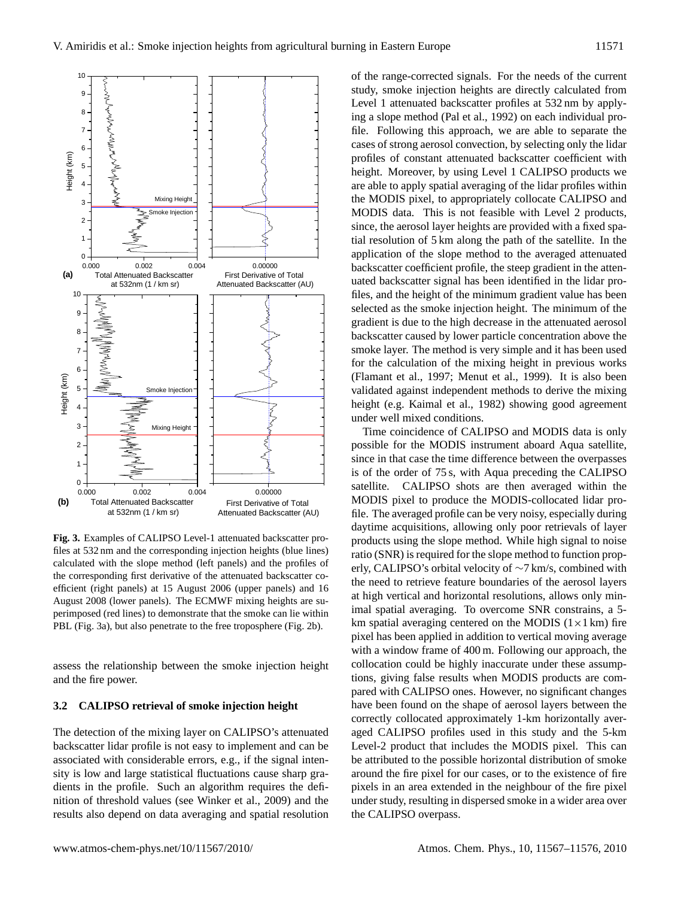**Fig. 3.** Examples of CALIPSO Level-1 attenuated backscatter profiles at 532 nm and the corresponding injection heights (blue lines) calculated with the slope method (left panels) and the profiles of the corresponding first derivative of the attenuated backscatter coefficient (right panels) at 15 August 2006 (upper panels) and 16 August 2008 (lower panels). The ECMWF mixing heights are superimposed (red lines) to demonstrate that the smoke can lie within PBL (Fig. 3a), but also penetrate to the free troposphere (Fig. 2b).

assess the relationship between the smoke injection height and the fire power.

### 3.2 CALIPSO retrieval of smoke injection height

The detection of the mixing layer on CALIPSO's attenuated backscatter lidar profile is not easy to implement and can be associated with considerable errors, e.g., if the signal intensity is low and large statistical fluctuations cause sharp gradients in the profile. Such an algorithm requires the definition of threshold values (see Winker et al., 2009) and the results also depend on data averaging and spatial resolution of the range-corrected signals. For the needs of the current study, smoke injection heights are directly calculated from Level 1 attenuated backscatter profiles at 532 nm by applying a slope method (Pal et al., 1992) on each individual profile. Following this approach, we are able to separate the cases of strong aerosol convection, by selecting only the lidar profiles of constant attenuated backscatter coefficient with height. Moreover, by using Level 1 CALIPSO products we are able to apply spatial averaging of the lidar profiles within the MODIS pixel, to appropriately collocate CALIPSO and MODIS data. This is not feasible with Level 2 products, since, the aerosol layer heights are provided with a fixed spatial resolution of 5 km along the path of the satellite. In the application of the slope method to the averaged attenuated backscatter coefficient profile, the steep gradient in the attenuated backscatter signal has been identified in the lidar profiles, and the height of the minimum gradient value has been selected as the smoke injection height. The minimum of the gradient is due to the high decrease in the attenuated aerosol backscatter caused by lower particle concentration above the smoke layer. The method is very simple and it has been used for the calculation of the mixing height in previous works (Flamant et al., 1997; Menut et al., 1999). It is also been validated against independent methods to derive the mixing height (e.g. Kaimal et al., 1982) showing good agreement under well mixed conditions.

Time coincidence of CALIPSO and MODIS data is only possible for the MODIS instrument aboard Aqua satellite, since in that case the time difference between the overpasses is of the order of 75 s, with Aqua preceding the CALIPSO satellite. CALIPSO shots are then averaged within the MODIS pixel to produce the MODIS-collocated lidar profile. The averaged profile can be very noisy, especially during daytime acquisitions, allowing only poor retrievals of layer products using the slope method. While high signal to noise ratio (SNR) is required for the slope method to function properly, CALIPSO's orbital velocity of ∼7 km/s, combined with the need to retrieve feature boundaries of the aerosol layers at high vertical and horizontal resolutions, allows only minimal spatial averaging. To overcome SNR constrains, a 5-km spatial averaging centered on the MODIS ($1\times1$ km) fire pixel has been applied in addition to vertical moving average with a window frame of 400 m. Following our approach, the collocation could be highly inaccurate under these assumptions, giving false results when MODIS products are compared with CALIPSO ones. However, no significant changes have been found on the shape of aerosol layers between the correctly collocated approximately 1-km horizontally averaged CALIPSO profiles used in this study and the 5-km Level-2 product that includes the MODIS pixel. This can be attributed to the possible horizontal distribution of smoke around the fire pixel for our cases, or to the existence of fire pixels in an area extended in the neighbour of the fire pixel under study, resulting in dispersed smoke in a wider area over the CALIPSO overpass.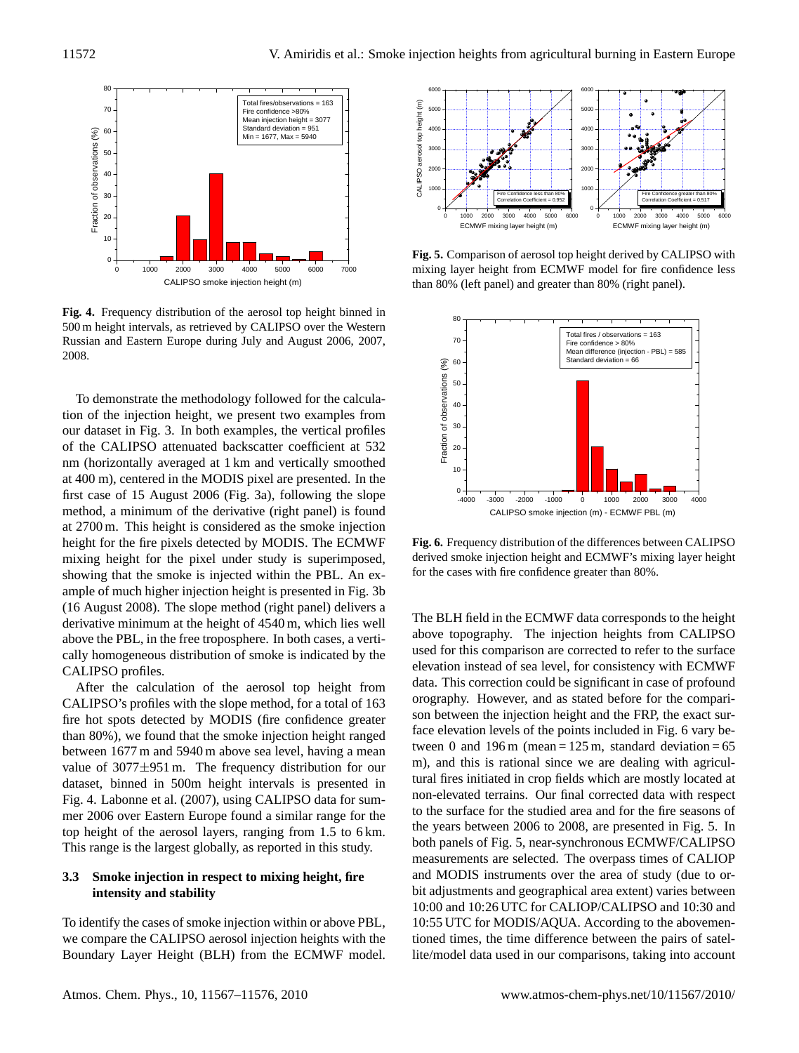**Fig. 4.** Frequency distribution of the aerosol top height binned in 500 m height intervals, as retrieved by CALIPSO over the Western Russian and Eastern Europe during July and August 2006, 2007, 2008.

To demonstrate the methodology followed for the calculation of the injection height, we present two examples from our dataset in Fig. 3. In both examples, the vertical profiles of the CALIPSO attenuated backscatter coefficient at 532 nm (horizontally averaged at 1 km and vertically smoothed at 400 m), centered in the MODIS pixel are presented. In the first case of 15 August 2006 (Fig. 3a), following the slope method, a minimum of the derivative (right panel) is found at 2700 m. This height is considered as the smoke injection height for the fire pixels detected by MODIS. The ECMWF mixing height for the pixel under study is superimposed, showing that the smoke is injected within the PBL. An example of much higher injection height is presented in Fig. 3b (16 August 2008). The slope method (right panel) delivers a derivative minimum at the height of 4540 m, which lies well above the PBL, in the free troposphere. In both cases, a vertically homogeneous distribution of smoke is indicated by the CALIPSO profiles.

After the calculation of the aerosol top height from CALIPSO's profiles with the slope method, for a total of 163 fire hot spots detected by MODIS (fire confidence greater than 80%), we found that the smoke injection height ranged between 1677 m and 5940 m above sea level, having a mean value of 3077±951 m. The frequency distribution for our dataset, binned in 500m height intervals is presented in Fig. 4. Labonne et al. (2007), using CALIPSO data for summer 2006 over Eastern Europe found a similar range for the top height of the aerosol layers, ranging from 1.5 to 6 km. This range is the largest globally, as reported in this study.

### 3.3 Smoke injection in respect to mixing height, fire intensity and stability

To identify the cases of smoke injection within or above PBL, we compare the CALIPSO aerosol injection heights with the Boundary Layer Height (BLH) from the ECMWF model.

**Fig. 5.** Comparison of aerosol top height derived by CALIPSO with mixing layer height from ECMWF model for fire confidence less than 80% (left panel) and greater than 80% (right panel).

**Fig. 6.** Frequency distribution of the differences between CALIPSO derived smoke injection height and ECMWF's mixing layer height for the cases with fire confidence greater than 80%.

The BLH field in the ECMWF data corresponds to the height above topography. The injection heights from CALIPSO used for this comparison are corrected to refer to the surface elevation instead of sea level, for consistency with ECMWF data. This correction could be significant in case of profound orography. However, and as stated before for the comparison between the injection height and the FRP, the exact surface elevation levels of the points included in Fig. 6 vary between 0 and 196 m (mean = 125 m, standard deviation = 65 m), and this is rational since we are dealing with agricultural fires initiated in crop fields which are mostly located at non-elevated terrains. Our final corrected data with respect to the surface for the studied area and for the fire seasons of the years between 2006 to 2008, are presented in Fig. 5. In both panels of Fig. 5, near-synchronous ECMWF/CALIPSO measurements are selected. The overpass times of CALIOP and MODIS instruments over the area of study (due to orbit adjustments and geographical area extent) varies between 10:00 and 10:26 UTC for CALIOP/CALIPSO and 10:30 and 10:55 UTC for MODIS/AQUA. According to the abovementioned times, the time difference between the pairs of satellite/model data used in our comparisons, taking into account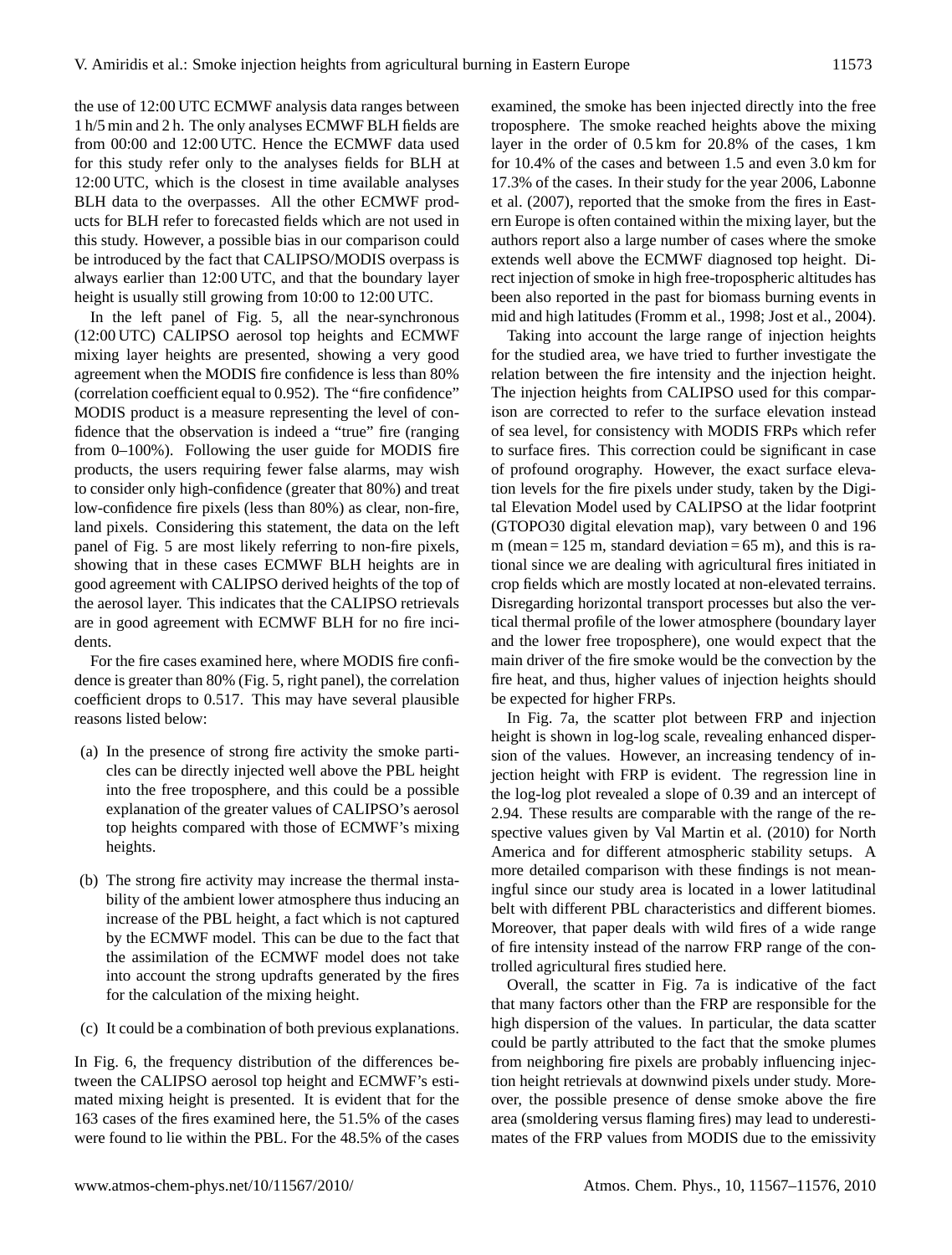the use of 12:00 UTC ECMWF analysis data ranges between 1 h/5 min and 2 h. The only analyses ECMWF BLH fields are from 00:00 and 12:00 UTC. Hence the ECMWF data used for this study refer only to the analyses fields for BLH at 12:00 UTC, which is the closest in time available analyses BLH data to the overpasses. All the other ECMWF products for BLH refer to forecasted fields which are not used in this study. However, a possible bias in our comparison could be introduced by the fact that CALIPSO/MODIS overpass is always earlier than 12:00 UTC, and that the boundary layer height is usually still growing from 10:00 to 12:00 UTC.

In the left panel of Fig. 5, all the near-synchronous (12:00 UTC) CALIPSO aerosol top heights and ECMWF mixing layer heights are presented, showing a very good agreement when the MODIS fire confidence is less than 80% (correlation coefficient equal to 0.952). The "fire confidence" MODIS product is a measure representing the level of confidence that the observation is indeed a "true" fire (ranging from 0–100%). Following the user guide for MODIS fire products, the users requiring fewer false alarms, may wish to consider only high-confidence (greater that 80%) and treat low-confidence fire pixels (less than 80%) as clear, non-fire, land pixels. Considering this statement, the data on the left panel of Fig. 5 are most likely referring to non-fire pixels, showing that in these cases ECMWF BLH heights are in good agreement with CALIPSO derived heights of the top of the aerosol layer. This indicates that the CALIPSO retrievals are in good agreement with ECMWF BLH for no fire incidents.

For the fire cases examined here, where MODIS fire confidence is greater than 80% (Fig. 5, right panel), the correlation coefficient drops to 0.517. This may have several plausible reasons listed below:

(a) In the presence of strong fire activity the smoke particles can be directly injected well above the PBL height into the free troposphere, and this could be a possible explanation of the greater values of CALIPSO's aerosol top heights compared with those of ECMWF's mixing heights.

(b) The strong fire activity may increase the thermal instability of the ambient lower atmosphere thus inducing an increase of the PBL height, a fact which is not captured by the ECMWF model. This can be due to the fact that the assimilation of the ECMWF model does not take into account the strong updrafts generated by the fires for the calculation of the mixing height.

(c) It could be a combination of both previous explanations.

In Fig. 6, the frequency distribution of the differences between the CALIPSO aerosol top height and ECMWF's estimated mixing height is presented. It is evident that for the 163 cases of the fires examined here, the 51.5% of the cases were found to lie within the PBL. For the 48.5% of the cases examined, the smoke has been injected directly into the free troposphere. The smoke reached heights above the mixing layer in the order of 0.5 km for 20.8% of the cases, 1 km for 10.4% of the cases and between 1.5 and even 3.0 km for 17.3% of the cases. In their study for the year 2006, Labonne et al. (2007), reported that the smoke from the fires in Eastern Europe is often contained within the mixing layer, but the authors report also a large number of cases where the smoke extends well above the ECMWF diagnosed top height. Direct injection of smoke in high free-tropospheric altitudes has been also reported in the past for biomass burning events in mid and high latitudes (Fromm et al., 1998; Jost et al., 2004).

Taking into account the large range of injection heights for the studied area, we have tried to further investigate the relation between the fire intensity and the injection height. The injection heights from CALIPSO used for this comparison are corrected to refer to the surface elevation instead of sea level, for consistency with MODIS FRPs which refer to surface fires. This correction could be significant in case of profound orography. However, the exact surface elevation levels for the fire pixels under study, taken by the Digital Elevation Model used by CALIPSO at the lidar footprint (GTOPO30 digital elevation map), vary between 0 and 196 m (mean = 125 m, standard deviation = 65 m), and this is rational since we are dealing with agricultural fires initiated in crop fields which are mostly located at non-elevated terrains. Disregarding horizontal transport processes but also the vertical thermal profile of the lower atmosphere (boundary layer and the lower free troposphere), one would expect that the main driver of the fire smoke would be the convection by the fire heat, and thus, higher values of injection heights should be expected for higher FRPs.

In Fig. 7a, the scatter plot between FRP and injection height is shown in log-log scale, revealing enhanced dispersion of the values. However, an increasing tendency of injection height with FRP is evident. The regression line in the log-log plot revealed a slope of 0.39 and an intercept of 2.94. These results are comparable with the range of the respective values given by Val Martin et al. (2010) for North America and for different atmospheric stability setups. A more detailed comparison with these findings is not meaningful since our study area is located in a lower latitudinal belt with different PBL characteristics and different biomes. Moreover, that paper deals with wild fires of a wide range of fire intensity instead of the narrow FRP range of the controlled agricultural fires studied here.

Overall, the scatter in Fig. 7a is indicative of the fact that many factors other than the FRP are responsible for the high dispersion of the values. In particular, the data scatter could be partly attributed to the fact that the smoke plumes from neighboring fire pixels are probably influencing injection height retrievals at downwind pixels under study. Moreover, the possible presence of dense smoke above the fire area (smoldering versus flaming fires) may lead to underestimates of the FRP values from MODIS due to the emissivity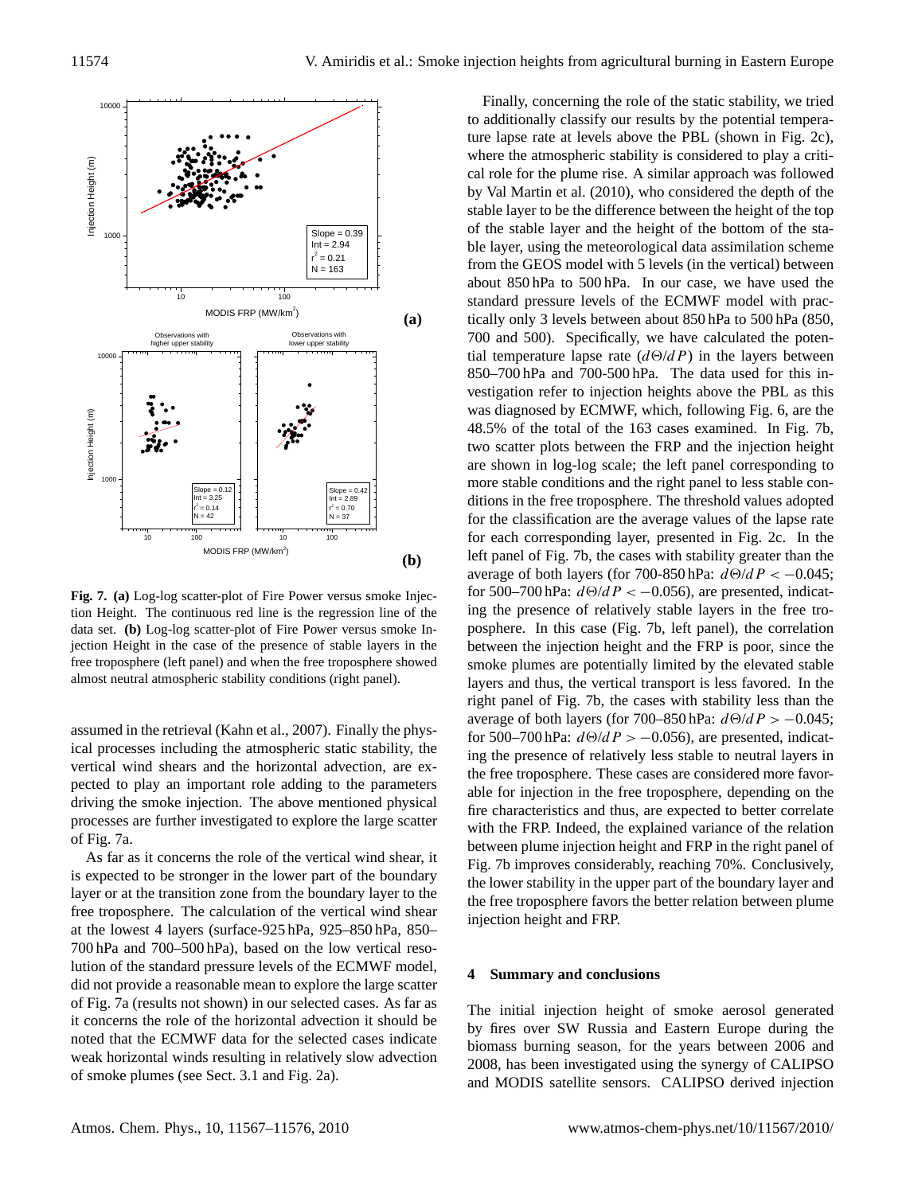Fig. 7. **(a)** Log-log scatter-plot of Fire Power versus smoke Injection Height. The continuous red line is the regression line of the data set. **(b)** Log-log scatter-plot of Fire Power versus smoke Injection Height in the case of the presence of stable layers in the free troposphere (left panel) and when the free troposphere showed almost neutral atmospheric stability conditions (right panel).

assumed in the retrieval (Kahn et al., 2007). Finally the physical processes including the atmospheric static stability, the vertical wind shears and the horizontal advection, are expected to play an important role adding to the parameters driving the smoke injection. The above mentioned physical processes are further investigated to explore the large scatter of Fig. 7a.

As far as it concerns the role of the vertical wind shear, it is expected to be stronger in the lower part of the boundary layer or at the transition zone from the boundary layer to the free troposphere. The calculation of the vertical wind shear at the lowest 4 layers (surface-925 hPa, 925–850 hPa, 850–700 hPa and 700–500 hPa), based on the low vertical resolution of the standard pressure levels of the ECMWF model, did not provide a reasonable mean to explore the large scatter of Fig. 7a (results not shown) in our selected cases. As far as it concerns the role of the horizontal advection it should be noted that the ECMWF data for the selected cases indicate weak horizontal winds resulting in relatively slow advection of smoke plumes (see Sect. 3.1 and Fig. 2a).

Finally, concerning the role of the static stability, we tried to additionally classify our results by the potential temperature lapse rate at levels above the PBL (shown in Fig. 2c), where the atmospheric stability is considered to play a critical role for the plume rise. A similar approach was followed by Val Martin et al. (2010), who considered the depth of the stable layer to be the difference between the height of the top of the stable layer and the height of the bottom of the stable layer, using the meteorological data assimilation scheme from the GEOS model with 5 levels (in the vertical) between about 850 hPa to 500 hPa. In our case, we have used the standard pressure levels of the ECMWF model with practically only 3 levels between about 850 hPa to 500 hPa (850, 700 and 500). Specifically, we have calculated the potential temperature lapse rate ($d\Theta/dP$) in the layers between 850–700 hPa and 700-500 hPa. The data used for this investigation refer to injection heights above the PBL as this was diagnosed by ECMWF, which, following Fig. 6, are the 48.5% of the total of the 163 cases examined. In Fig. 7b, two scatter plots between the FRP and the injection height are shown in log-log scale; the left panel corresponding to more stable conditions and the right panel to less stable conditions in the free troposphere. The threshold values adopted for the classification are the average values of the lapse rate for each corresponding layer, presented in Fig. 2c. In the left panel of Fig. 7b, the cases with stability greater than the average of both layers (for 700-850 hPa: $d\Theta/dP < -0.045$; for 500–700 hPa: $d\Theta/dP < -0.056$), are presented, indicating the presence of relatively stable layers in the free troposphere. In this case (Fig. 7b, left panel), the correlation between the injection height and the FRP is poor, since the smoke plumes are potentially limited by the elevated stable layers and thus, the vertical transport is less favored. In the right panel of Fig. 7b, the cases with stability less than the average of both layers (for 700–850 hPa: $d\Theta/dP > -0.045$; for 500–700 hPa: $d\Theta/dP > -0.056$), are presented, indicating the presence of relatively less stable to neutral layers in the free troposphere. These cases are considered more favorable for injection in the free troposphere, depending on the fire characteristics and thus, are expected to better correlate with the FRP. Indeed, the explained variance of the relation between plume injection height and FRP in the right panel of Fig. 7b improves considerably, reaching 70%. Conclusively, the lower stability in the upper part of the boundary layer and the free troposphere favors the better relation between plume injection height and FRP.

## 4 Summary and conclusions

The initial injection height of smoke aerosol generated by fires over SW Russia and Eastern Europe during the biomass burning season, for the years between 2006 and 2008, has been investigated using the synergy of CALIPSO and MODIS satellite sensors. CALIPSO derived injection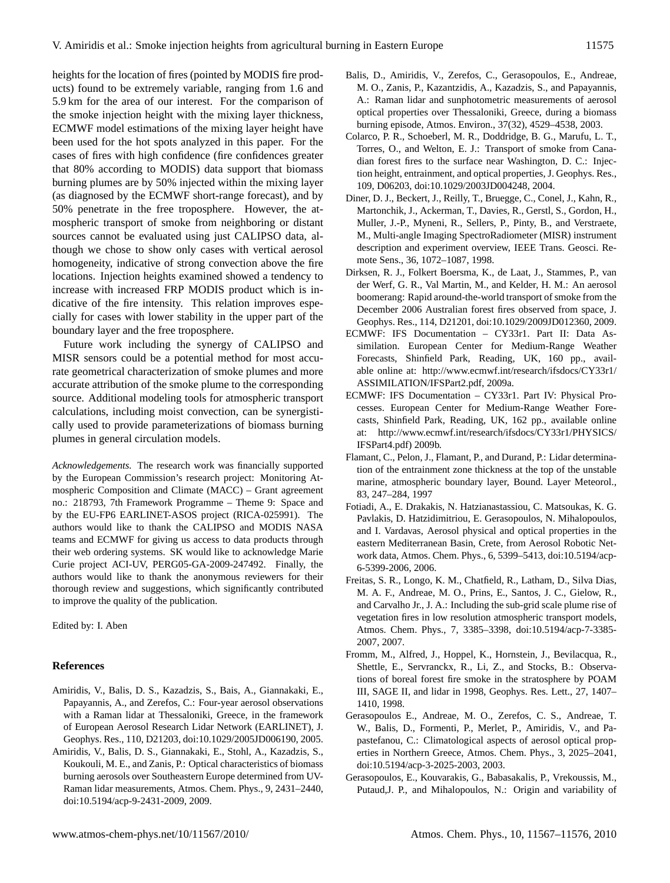heights for the location of fires (pointed by MODIS fire products) found to be extremely variable, ranging from 1.6 and 5.9 km for the area of our interest. For the comparison of the smoke injection height with the mixing layer thickness, ECMWF model estimations of the mixing layer height have been used for the hot spots analyzed in this paper. For the cases of fires with high confidence (fire confidences greater that 80% according to MODIS) data support that biomass burning plumes are by 50% injected within the mixing layer (as diagnosed by the ECMWF short-range forecast), and by 50% penetrate in the free troposphere. However, the atmospheric transport of smoke from neighboring or distant sources cannot be evaluated using just CALIPSO data, although we chose to show only cases with vertical aerosol homogeneity, indicative of strong convection above the fire locations. Injection heights examined showed a tendency to increase with increased FRP MODIS product which is indicative of the fire intensity. This relation improves especially for cases with lower stability in the upper part of the boundary layer and the free troposphere.

Future work including the synergy of CALIPSO and MISR sensors could be a potential method for most accurate geometrical characterization of smoke plumes and more accurate attribution of the smoke plume to the corresponding source. Additional modeling tools for atmospheric transport calculations, including moist convection, can be synergistically used to provide parameterizations of biomass burning plumes in general circulation models.

*Acknowledgements.* The research work was financially supported by the European Commission's research project: Monitoring Atmospheric Composition and Climate (MACC) – Grant agreement no.: 218793, 7th Framework Programme – Theme 9: Space and by the EU-FP6 EARLINET-ASOS project (RICA-025991). The authors would like to thank the CALIPSO and MODIS NASA teams and ECMWF for giving us access to data products through their web ordering systems. SK would like to acknowledge Marie Curie project ACI-UV, PERG05-GA-2009-247492. Finally, the authors would like to thank the anonymous reviewers for their thorough review and suggestions, which significantly contributed to improve the quality of the publication.

Edited by: I. Aben

## References

Amiridis, V., Balis, D. S., Kazadzis, S., Bais, A., Giannakaki, E., Papayannis, A., and Zerefos, C.: Four-year aerosol observations with a Raman lidar at Thessaloniki, Greece, in the framework of European Aerosol Research Lidar Network (EARLINET), J. Geophys. Res., 110, D21203, doi:10.1029/2005JD006190, 2005.

Amiridis, V., Balis, D. S., Giannakaki, E., Stohl, A., Kazadzis, S., Koukouli, M. E., and Zanis, P.: Optical characteristics of biomass burning aerosols over Southeastern Europe determined from UV-Raman lidar measurements, Atmos. Chem. Phys., 9, 2431–2440, doi:10.5194/acp-9-2431-2009, 2009.

Balis, D., Amiridis, V., Zerefos, C., Gerasopoulos, E., Andreae, M. O., Zanis, P., Kazantzidis, A., Kazadzis, S., and Papayannis, A.: Raman lidar and sunphotometric measurements of aerosol optical properties over Thessaloniki, Greece, during a biomass burning episode, Atmos. Environ., 37(32), 4529–4538, 2003.

Colarco, P. R., Schoeberl, M. R., Doddridge, B. G., Marufu, L. T., Torres, O., and Welton, E. J.: Transport of smoke from Canadian forest fires to the surface near Washington, D. C.: Injection height, entrainment, and optical properties, J. Geophys. Res., 109, D06203, doi:10.1029/2003JD004248, 2004.

Diner, D. J., Beckert, J., Reilly, T., Bruegge, C., Conel, J., Kahn, R., Martonchik, J., Ackerman, T., Davies, R., Gerstl, S., Gordon, H., Muller, J.-P., Myneni, R., Sellers, P., Pinty, B., and Verstraete, M., Multi-angle Imaging SpectroRadiometer (MISR) instrument description and experiment overview, IEEE Trans. Geosci. Remote Sens., 36, 1072–1087, 1998.

Dirksen, R. J., Folkert Boersma, K., de Laat, J., Stammes, P., van der Werf, G. R., Val Martin, M., and Kelder, H. M.: An aerosol boomerang: Rapid around-the-world transport of smoke from the December 2006 Australian forest fires observed from space, J. Geophys. Res., 114, D21201, doi:10.1029/2009JD012360, 2009.

ECMWF: IFS Documentation – CY33r1. Part II: Data Assimilation. European Center for Medium-Range Weather Forecasts, Shinfield Park, Reading, UK, 160 pp., available online at: http://www.ecmwf.int/research/ifsdocs/CY33r1/ASSIMILATION/IFSPart2.pdf, 2009a.

ECMWF: IFS Documentation – CY33r1. Part IV: Physical Processes. European Center for Medium-Range Weather Forecasts, Shinfield Park, Reading, UK, 162 pp., available online at: http://www.ecmwf.int/research/ifsdocs/CY33r1/PHYSICS/IFSPart4.pdf) 2009b.

Flamant, C., Pelon, J., Flamant, P., and Durand, P.: Lidar determination of the entrainment zone thickness at the top of the unstable marine, atmospheric boundary layer, Bound. Layer Meteorol., 83, 247–284, 1997

Fotiadi, A., E. Drakakis, N. Hatzianastassiou, C. Matsoukas, K. G. Pavlakis, D. Hatzidimitriou, E. Gerasopoulos, N. Mihalopoulos, and I. Vardavas, Aerosol physical and optical properties in the eastern Mediterranean Basin, Crete, from Aerosol Robotic Network data, Atmos. Chem. Phys., 6, 5399–5413, doi:10.5194/acp-6-5399-2006, 2006.

Freitas, S. R., Longo, K. M., Chatfield, R., Latham, D., Silva Dias, M. A. F., Andreae, M. O., Prins, E., Santos, J. C., Gielow, R., and Carvalho Jr., J. A.: Including the sub-grid scale plume rise of vegetation fires in low resolution atmospheric transport models, Atmos. Chem. Phys., 7, 3385–3398, doi:10.5194/acp-7-3385-2007, 2007.

Fromm, M., Alfred, J., Hoppel, K., Hornstein, J., Bevilacqua, R., Shettle, E., Servranckx, R., Li, Z., and Stocks, B.: Observations of boreal forest fire smoke in the stratosphere by POAM III, SAGE II, and lidar in 1998, Geophys. Res. Lett., 27, 1407–1410, 1998.

Gerasopoulos E., Andreae, M. O., Zerefos, C. S., Andreae, T. W., Balis, D., Formenti, P., Merlet, P., Amiridis, V., and Papastefanou, C.: Climatological aspects of aerosol optical properties in Northern Greece, Atmos. Chem. Phys., 3, 2025–2041, doi:10.5194/acp-3-2025-2003, 2003.

Gerasopoulos, E., Kouvarakis, G., Babasakalis, P., Vrekoussis, M., Putaud,J. P., and Mihalopoulos, N.: Origin and variability of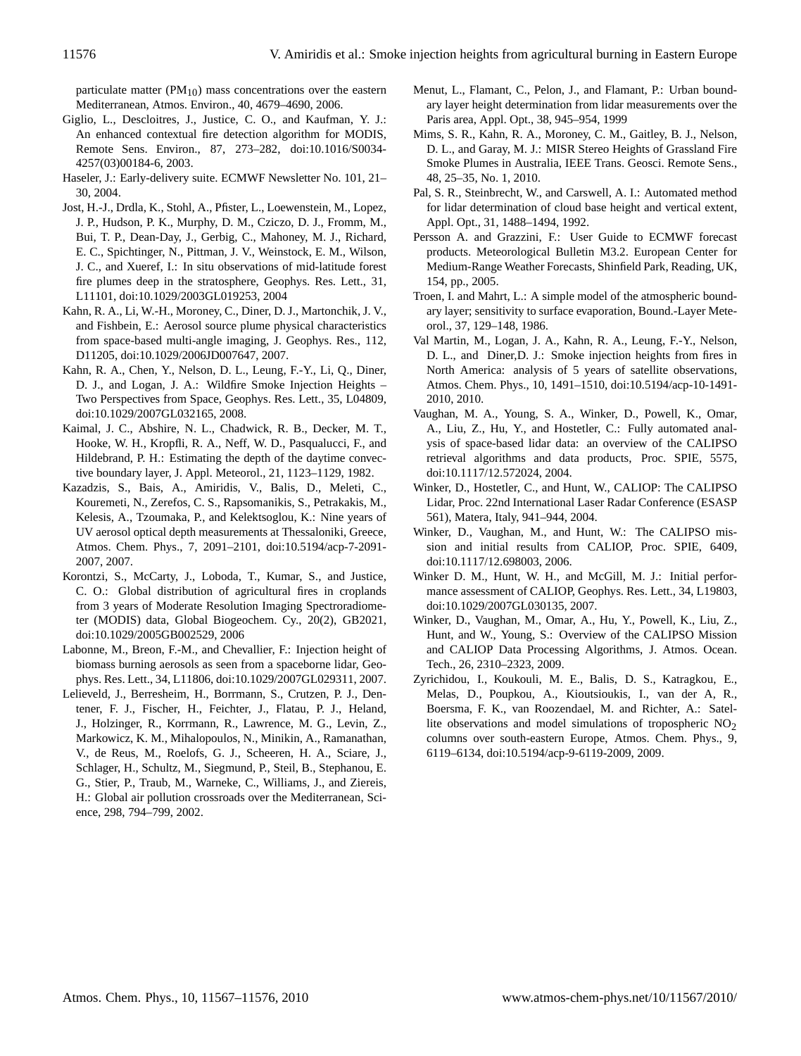particulate matter ($PM_{10}$) mass concentrations over the eastern Mediterranean, Atmos. Environ., 40, 4679–4690, 2006.

Giglio, L., Descloitres, J., Justice, C. O., and Kaufman, Y. J.: An enhanced contextual fire detection algorithm for MODIS, Remote Sens. Environ., 87, 273–282, doi:10.1016/S0034-4257(03)00184-6, 2003.

Haseler, J.: Early-delivery suite. ECMWF Newsletter No. 101, 21–30, 2004.

Jost, H.-J., Drdla, K., Stohl, A., Pfister, L., Loewenstein, M., Lopez, J. P., Hudson, P. K., Murphy, D. M., Cziczo, D. J., Fromm, M., Bui, T. P., Dean-Day, J., Gerbig, C., Mahoney, M. J., Richard, E. C., Spichtinger, N., Pittman, J. V., Weinstock, E. M., Wilson, J. C., and Xueref, I.: In situ observations of mid-latitude forest fire plumes deep in the stratosphere, Geophys. Res. Lett., 31, L11101, doi:10.1029/2003GL019253, 2004

Kahn, R. A., Li, W.-H., Moroney, C., Diner, D. J., Martonchik, J. V., and Fishbein, E.: Aerosol source plume physical characteristics from space-based multi-angle imaging, J. Geophys. Res., 112, D11205, doi:10.1029/2006JD007647, 2007.

Kahn, R. A., Chen, Y., Nelson, D. L., Leung, F.-Y., Li, Q., Diner, D. J., and Logan, J. A.: Wildfire Smoke Injection Heights – Two Perspectives from Space, Geophys. Res. Lett., 35, L04809, doi:10.1029/2007GL032165, 2008.

Kaimal, J. C., Abshire, N. L., Chadwick, R. B., Decker, M. T., Hooke, W. H., Kropfli, R. A., Neff, W. D., Pasqualucci, F., and Hildebrand, P. H.: Estimating the depth of the daytime convective boundary layer, J. Appl. Meteorol., 21, 1123–1129, 1982.

Kazadzis, S., Bais, A., Amiridis, V., Balis, D., Meleti, C., Kouremeti, N., Zerefos, C. S., Rapsomanikis, S., Petrakakis, M., Kelesis, A., Tzoumaka, P., and Kelektsoglou, K.: Nine years of UV aerosol optical depth measurements at Thessaloniki, Greece, Atmos. Chem. Phys., 7, 2091–2101, doi:10.5194/acp-7-2091-2007, 2007.

Korontzi, S., McCarty, J., Loboda, T., Kumar, S., and Justice, C. O.: Global distribution of agricultural fires in croplands from 3 years of Moderate Resolution Imaging Spectroradiometer (MODIS) data, Global Biogeochem. Cy., 20(2), GB2021, doi:10.1029/2005GB002529, 2006

Labonne, M., Breon, F.-M., and Chevallier, F.: Injection height of biomass burning aerosols as seen from a spaceborne lidar, Geophys. Res. Lett., 34, L11806, doi:10.1029/2007GL029311, 2007.

Lelieveld, J., Berresheim, H., Borrmann, S., Crutzen, P. J., Dentener, F. J., Fischer, H., Feichter, J., Flatau, P. J., Heland, J., Holzinger, R., Korrmann, R., Lawrence, M. G., Levin, Z., Markowicz, K. M., Mihalopoulos, N., Minikin, A., Ramanathan, V., de Reus, M., Roelofs, G. J., Scheeren, H. A., Sciare, J., Schlager, H., Schultz, M., Siegmund, P., Steil, B., Stephanou, E. G., Stier, P., Traub, M., Warneke, C., Williams, J., and Ziereis, H.: Global air pollution crossroads over the Mediterranean, Science, 298, 794–799, 2002.

Menut, L., Flamant, C., Pelon, J., and Flamant, P.: Urban boundary layer height determination from lidar measurements over the Paris area, Appl. Opt., 38, 945–954, 1999

Mims, S. R., Kahn, R. A., Moroney, C. M., Gaitley, B. J., Nelson, D. L., and Garay, M. J.: MISR Stereo Heights of Grassland Fire Smoke Plumes in Australia, IEEE Trans. Geosci. Remote Sens., 48, 25–35, No. 1, 2010.

Pal, S. R., Steinbrecht, W., and Carswell, A. I.: Automated method for lidar determination of cloud base height and vertical extent, Appl. Opt., 31, 1488–1494, 1992.

Persson A. and Grazzini, F.: User Guide to ECMWF forecast products. Meteorological Bulletin M3.2. European Center for Medium-Range Weather Forecasts, Shinfield Park, Reading, UK, 154, pp., 2005.

Troen, I. and Mahrt, L.: A simple model of the atmospheric boundary layer; sensitivity to surface evaporation, Bound.-Layer Meteorol., 37, 129–148, 1986.

Val Martin, M., Logan, J. A., Kahn, R. A., Leung, F.-Y., Nelson, D. L., and Diner,D. J.: Smoke injection heights from fires in North America: analysis of 5 years of satellite observations, Atmos. Chem. Phys., 10, 1491–1510, doi:10.5194/acp-10-1491-2010, 2010.

Vaughan, M. A., Young, S. A., Winker, D., Powell, K., Omar, A., Liu, Z., Hu, Y., and Hostetler, C.: Fully automated analysis of space-based lidar data: an overview of the CALIPSO retrieval algorithms and data products, Proc. SPIE, 5575, doi:10.1117/12.572024, 2004.

Winker, D., Hostetler, C., and Hunt, W., CALIOP: The CALIPSO Lidar, Proc. 22nd International Laser Radar Conference (ESASP 561), Matera, Italy, 941–944, 2004.

Winker, D., Vaughan, M., and Hunt, W.: The CALIPSO mission and initial results from CALIOP, Proc. SPIE, 6409, doi:10.1117/12.698003, 2006.

Winker D. M., Hunt, W. H., and McGill, M. J.: Initial performance assessment of CALIOP, Geophys. Res. Lett., 34, L19803, doi:10.1029/2007GL030135, 2007.

Winker, D., Vaughan, M., Omar, A., Hu, Y., Powell, K., Liu, Z., Hunt, and W., Young, S.: Overview of the CALIPSO Mission and CALIOP Data Processing Algorithms, J. Atmos. Ocean. Tech., 26, 2310–2323, 2009.

Zyrichidou, I., Koukouli, M. E., Balis, D. S., Katragkou, E., Melas, D., Poupkou, A., Kioutsioukis, I., van der A, R., Boersma, F. K., van Roozendael, M. and Richter, A.: Satellite observations and model simulations of tropospheric $NO_2$ columns over south-eastern Europe, Atmos. Chem. Phys., 9, 6119–6134, doi:10.5194/acp-9-6119-2009, 2009.